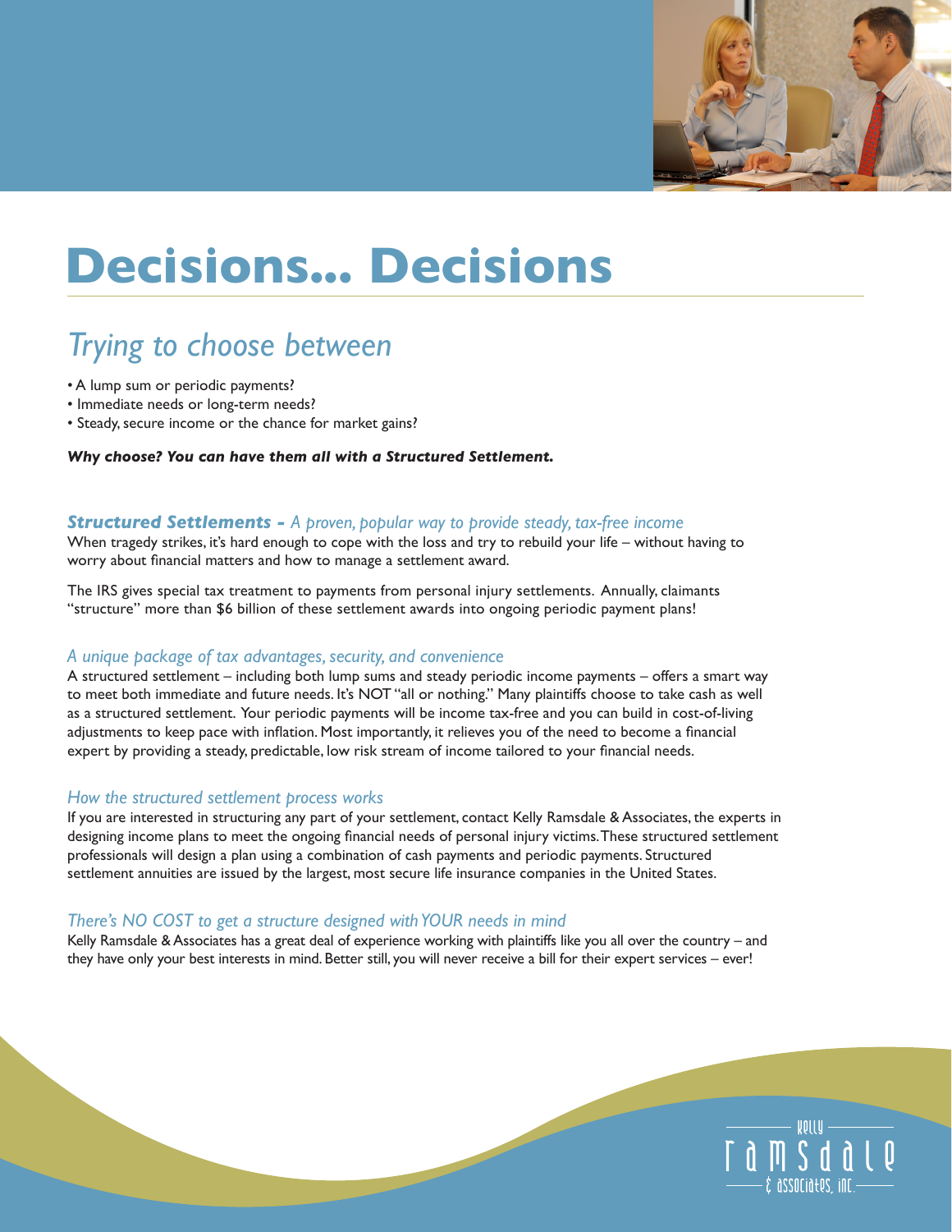# Decisions... Decisions

## *Trying to choose between*

- A lump sum or periodic payments?
- Immediate needs or long-term needs?
- Steady, secure income or the chance for market gains?

***Why choose? You can have them all with a Structured Settlement.***

### ***Structured Settlements -*** *A proven, popular way to provide steady, tax-free income*

When tragedy strikes, it's hard enough to cope with the loss and try to rebuild your life – without having to worry about financial matters and how to manage a settlement award.

The IRS gives special tax treatment to payments from personal injury settlements. Annually, claimants "structure" more than $6 billion of these settlement awards into ongoing periodic payment plans!

### *A unique package of tax advantages, security, and convenience*

A structured settlement – including both lump sums and steady periodic income payments – offers a smart way to meet both immediate and future needs. It's NOT "all or nothing." Many plaintiffs choose to take cash as well as a structured settlement. Your periodic payments will be income tax-free and you can build in cost-of-living adjustments to keep pace with inflation. Most importantly, it relieves you of the need to become a financial expert by providing a steady, predictable, low risk stream of income tailored to your financial needs.

### *How the structured settlement process works*

If you are interested in structuring any part of your settlement, contact Kelly Ramsdale & Associates, the experts in designing income plans to meet the ongoing financial needs of personal injury victims. These structured settlement professionals will design a plan using a combination of cash payments and periodic payments. Structured settlement annuities are issued by the largest, most secure life insurance companies in the United States.

### *There's NO COST to get a structure designed with YOUR needs in mind*

Kelly Ramsdale & Associates has a great deal of experience working with plaintiffs like you all over the country – and they have only your best interests in mind. Better still, you will never receive a bill for their expert services – ever!

Kelly Ramsdale & Associates, Inc.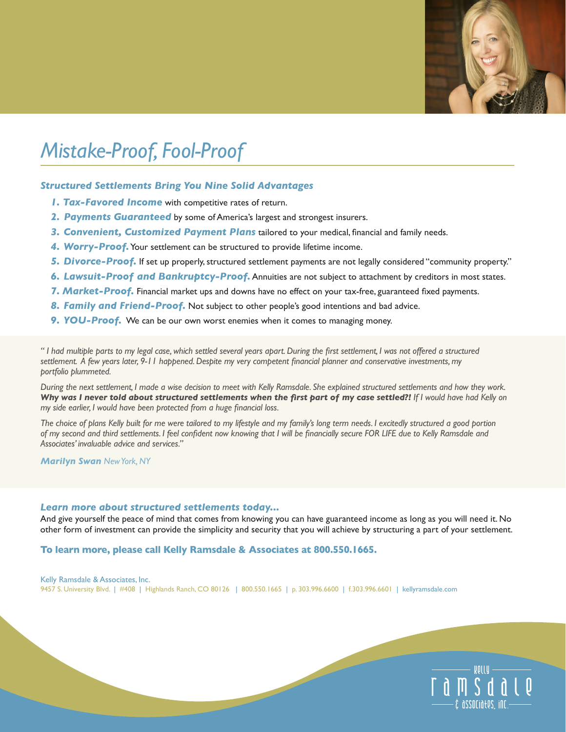# Mistake-Proof, Fool-Proof

### *Structured Settlements Bring You Nine Solid Advantages*

1. ***Tax-Favored Income*** with competitive rates of return.
2. ***Payments Guaranteed*** by some of America's largest and strongest insurers.
3. ***Convenient, Customized Payment Plans*** tailored to your medical, financial and family needs.
4. ***Worry-Proof.*** Your settlement can be structured to provide lifetime income.
5. ***Divorce-Proof.*** If set up properly, structured settlement payments are not legally considered "community property."
6. ***Lawsuit-Proof and Bankruptcy-Proof.*** Annuities are not subject to attachment by creditors in most states.
7. ***Market-Proof.*** Financial market ups and downs have no effect on your tax-free, guaranteed fixed payments.
8. ***Family and Friend-Proof.*** Not subject to other people's good intentions and bad advice.
9. ***YOU-Proof.*** We can be our own worst enemies when it comes to managing money.

*" I had multiple parts to my legal case, which settled several years apart. During the first settlement, I was not offered a structured settlement. A few years later, 9-11 happened. Despite my very competent financial planner and conservative investments, my portfolio plummeted.*

*During the next settlement, I made a wise decision to meet with Kelly Ramsdale. She explained structured settlements and how they work.* ***Why was I never told about structured settlements when the first part of my case settled?!*** *If I would have had Kelly on my side earlier, I would have been protected from a huge financial loss.*

*The choice of plans Kelly built for me were tailored to my lifestyle and my family's long term needs. I excitedly structured a good portion of my second and third settlements. I feel confident now knowing that I will be financially secure FOR LIFE due to Kelly Ramsdale and Associates' invaluable advice and services."*

***Marilyn Swan*** *New York, NY*

### *Learn more about structured settlements today...*

And give yourself the peace of mind that comes from knowing you can have guaranteed income as long as you will need it. No other form of investment can provide the simplicity and security that you will achieve by structuring a part of your settlement.

**To learn more, please call Kelly Ramsdale & Associates at 800.550.1665.**

Kelly Ramsdale & Associates, Inc.
9457 S. University Blvd. | #408 | Highlands Ranch, CO 80126 | 800.550.1665 | p. 303.996.6600 | f.303.996.6601 | kellyramsdale.com

Kelly Ramsdale & Associates, Inc.